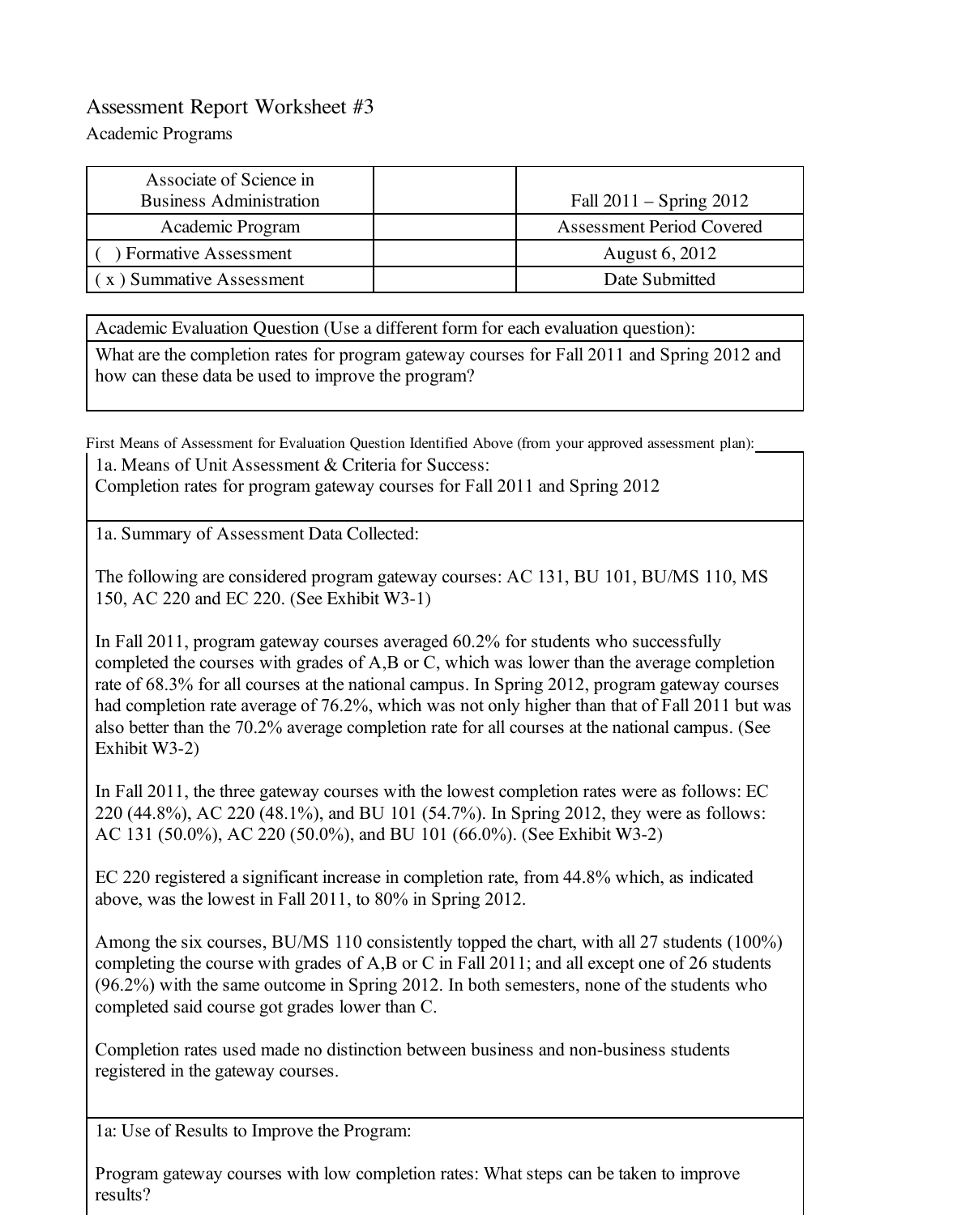# Assessment Report Worksheet #3

Academic Programs

| Associate of Science in Business Administration | | Fall 2011 – Spring 2012 |
|---|---|---|
| Academic Program | | Assessment Period Covered |
| ( ) Formative Assessment | | August 6, 2012 |
| ( x ) Summative Assessment | | Date Submitted |

| Academic Evaluation Question (Use a different form for each evaluation question): |
|---|
| What are the completion rates for program gateway courses for Fall 2011 and Spring 2012 and how can these data be used to improve the program? |

First Means of Assessment for Evaluation Question Identified Above (from your approved assessment plan):

**1a. Means of Unit Assessment & Criteria for Success:**

Completion rates for program gateway courses for Fall 2011 and Spring 2012

**1a. Summary of Assessment Data Collected:**

The following are considered program gateway courses: AC 131, BU 101, BU/MS 110, MS 150, AC 220 and EC 220. (See Exhibit W3-1)

In Fall 2011, program gateway courses averaged 60.2% for students who successfully completed the courses with grades of A,B or C, which was lower than the average completion rate of 68.3% for all courses at the national campus. In Spring 2012, program gateway courses had completion rate average of 76.2%, which was not only higher than that of Fall 2011 but was also better than the 70.2% average completion rate for all courses at the national campus. (See Exhibit W3-2)

In Fall 2011, the three gateway courses with the lowest completion rates were as follows: EC 220 (44.8%), AC 220 (48.1%), and BU 101 (54.7%). In Spring 2012, they were as follows: AC 131 (50.0%), AC 220 (50.0%), and BU 101 (66.0%). (See Exhibit W3-2)

EC 220 registered a significant increase in completion rate, from 44.8% which, as indicated above, was the lowest in Fall 2011, to 80% in Spring 2012.

Among the six courses, BU/MS 110 consistently topped the chart, with all 27 students (100%) completing the course with grades of A,B or C in Fall 2011; and all except one of 26 students (96.2%) with the same outcome in Spring 2012. In both semesters, none of the students who completed said course got grades lower than C.

Completion rates used made no distinction between business and non-business students registered in the gateway courses.

**1a: Use of Results to Improve the Program:**

Program gateway courses with low completion rates: What steps can be taken to improve results?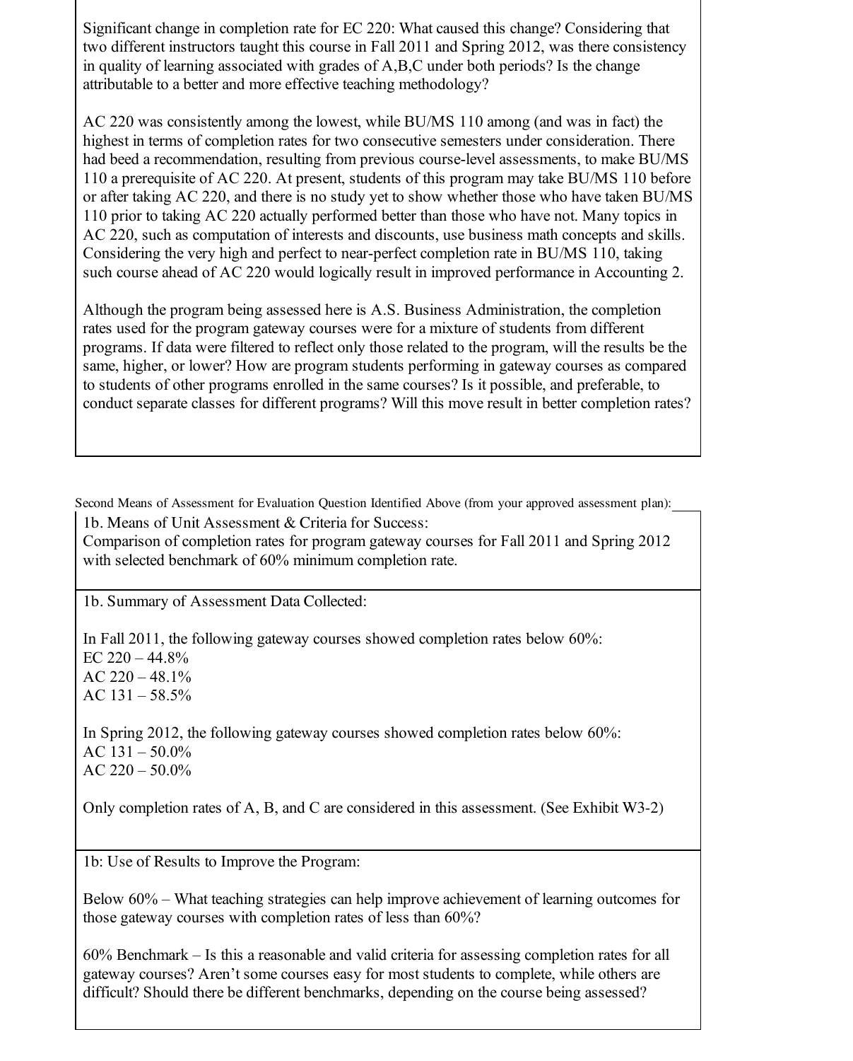Significant change in completion rate for EC 220: What caused this change? Considering that two different instructors taught this course in Fall 2011 and Spring 2012, was there consistency in quality of learning associated with grades of A,B,C under both periods? Is the change attributable to a better and more effective teaching methodology?

AC 220 was consistently among the lowest, while BU/MS 110 among (and was in fact) the highest in terms of completion rates for two consecutive semesters under consideration. There had beed a recommendation, resulting from previous course-level assessments, to make BU/MS 110 a prerequisite of AC 220. At present, students of this program may take BU/MS 110 before or after taking AC 220, and there is no study yet to show whether those who have taken BU/MS 110 prior to taking AC 220 actually performed better than those who have not. Many topics in AC 220, such as computation of interests and discounts, use business math concepts and skills. Considering the very high and perfect to near-perfect completion rate in BU/MS 110, taking such course ahead of AC 220 would logically result in improved performance in Accounting 2.

Although the program being assessed here is A.S. Business Administration, the completion rates used for the program gateway courses were for a mixture of students from different programs. If data were filtered to reflect only those related to the program, will the results be the same, higher, or lower? How are program students performing in gateway courses as compared to students of other programs enrolled in the same courses? Is it possible, and preferable, to conduct separate classes for different programs? Will this move result in better completion rates?

Second Means of Assessment for Evaluation Question Identified Above (from your approved assessment plan):

**1b. Means of Unit Assessment & Criteria for Success:**

Comparison of completion rates for program gateway courses for Fall 2011 and Spring 2012 with selected benchmark of 60% minimum completion rate.

**1b. Summary of Assessment Data Collected:**

In Fall 2011, the following gateway courses showed completion rates below 60%:
EC 220 – 44.8%
AC 220 – 48.1%
AC 131 – 58.5%

In Spring 2012, the following gateway courses showed completion rates below 60%:
AC 131 – 50.0%
AC 220 – 50.0%

Only completion rates of A, B, and C are considered in this assessment. (See Exhibit W3-2)

**1b: Use of Results to Improve the Program:**

Below 60% – What teaching strategies can help improve achievement of learning outcomes for those gateway courses with completion rates of less than 60%?

60% Benchmark – Is this a reasonable and valid criteria for assessing completion rates for all gateway courses? Aren't some courses easy for most students to complete, while others are difficult? Should there be different benchmarks, depending on the course being assessed?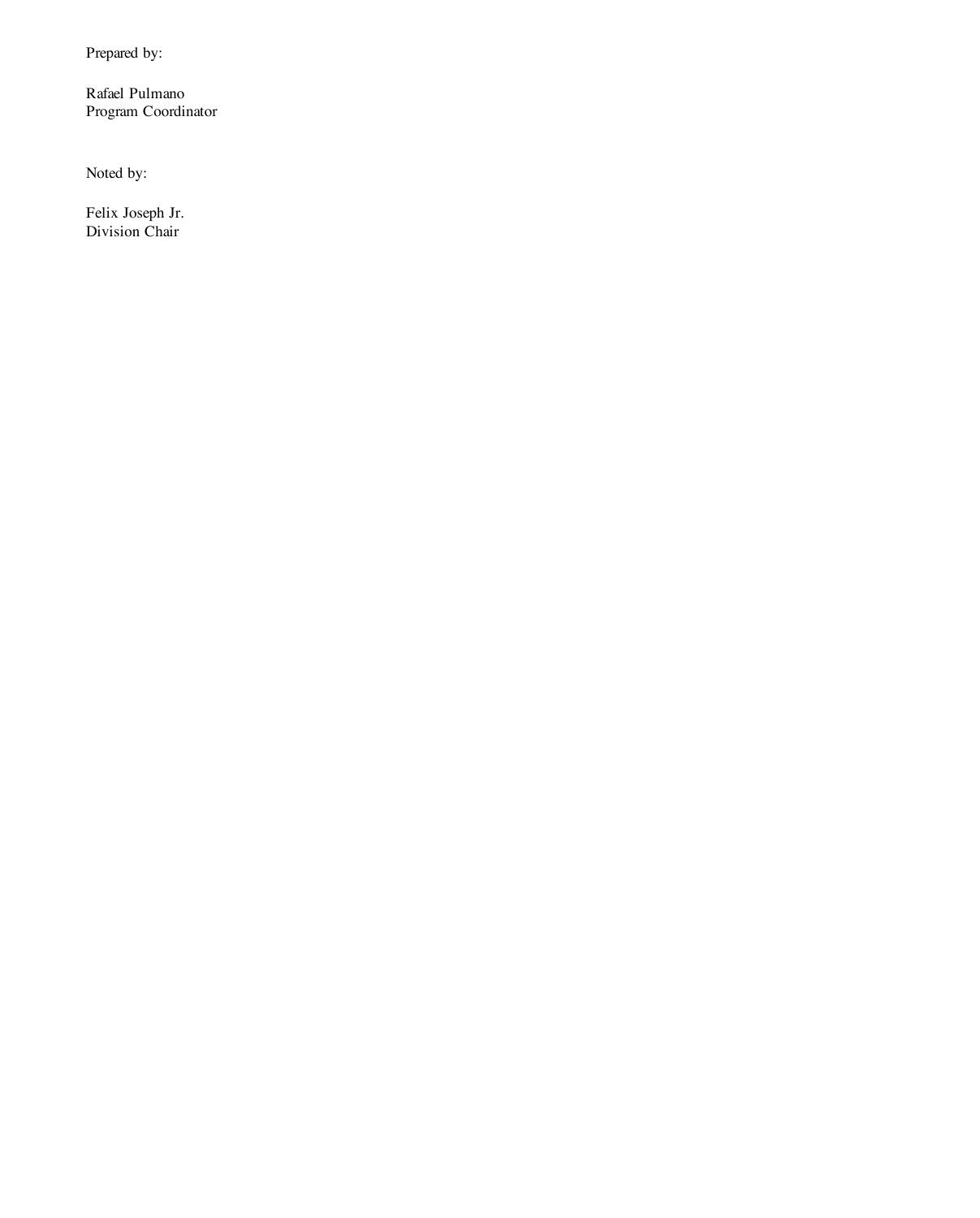Prepared by:

Rafael Pulmano  
Program Coordinator

Noted by:

Felix Joseph Jr.  
Division Chair